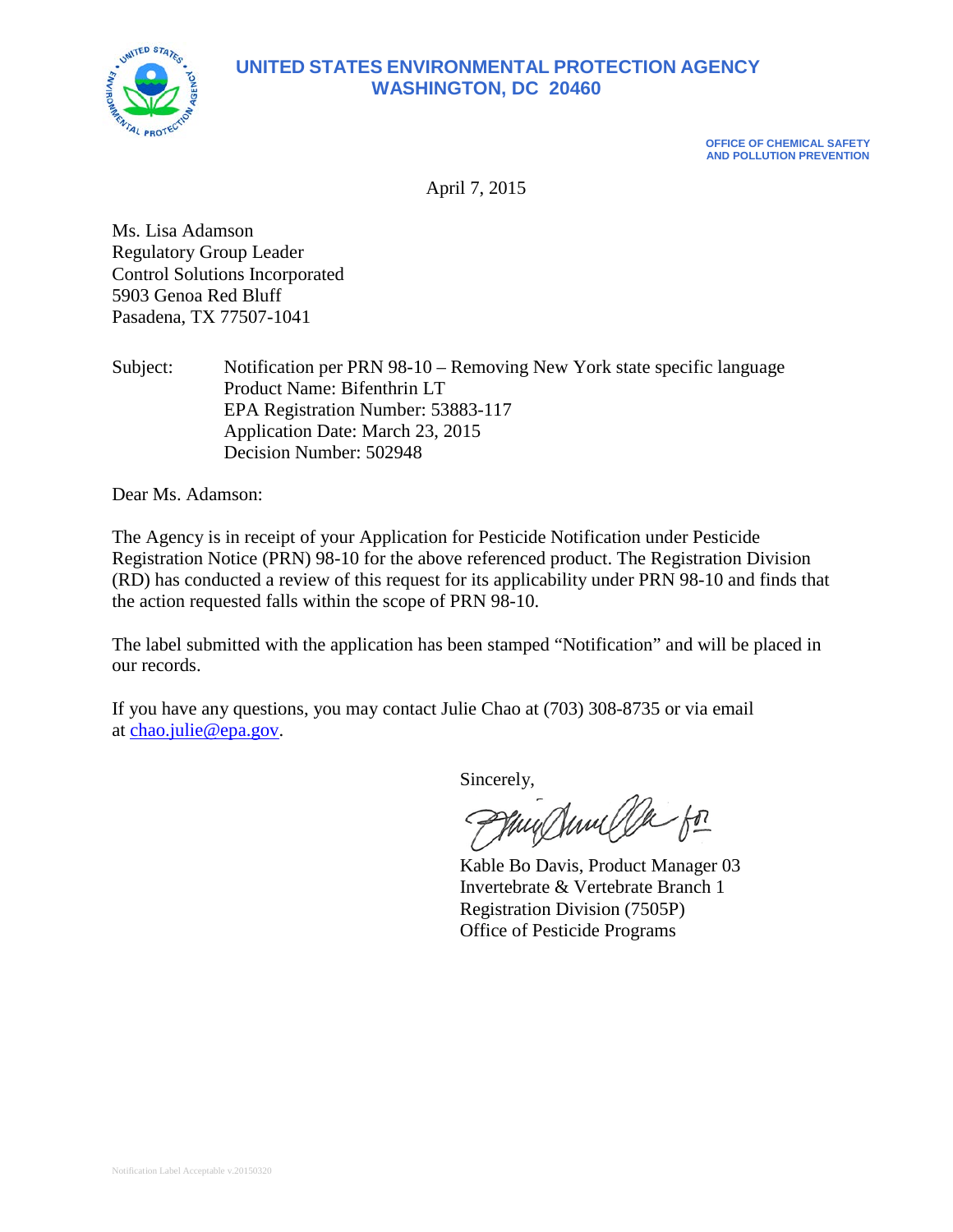# UNITED STATES ENVIRONMENTAL PROTECTION AGENCY
# WASHINGTON, DC 20460

**OFFICE OF CHEMICAL SAFETY AND POLLUTION PREVENTION**

April 7, 2015

Ms. Lisa Adamson
Regulatory Group Leader
Control Solutions Incorporated
5903 Genoa Red Bluff
Pasadena, TX 77507-1041

Subject: Notification per PRN 98-10 – Removing New York state specific language
Product Name: Bifenthrin LT
EPA Registration Number: 53883-117
Application Date: March 23, 2015
Decision Number: 502948

Dear Ms. Adamson:

The Agency is in receipt of your Application for Pesticide Notification under Pesticide Registration Notice (PRN) 98-10 for the above referenced product. The Registration Division (RD) has conducted a review of this request for its applicability under PRN 98-10 and finds that the action requested falls within the scope of PRN 98-10.

The label submitted with the application has been stamped "Notification" and will be placed in our records.

If you have any questions, you may contact Julie Chao at (703) 308-8735 or via email at chao.julie@epa.gov.

Sincerely,

Kable Bo Davis, Product Manager 03
Invertebrate & Vertebrate Branch 1
Registration Division (7505P)
Office of Pesticide Programs

Notification Label Acceptable v.20150320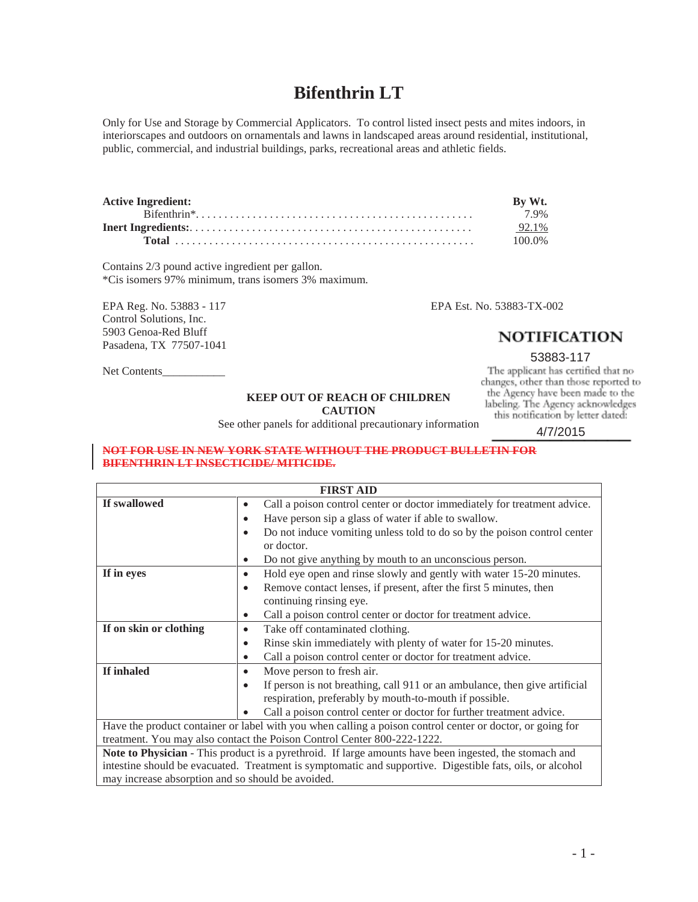# Bifenthrin LT

Only for Use and Storage by Commercial Applicators. To control listed insect pests and mites indoors, in interiorscapes and outdoors on ornamentals and lawns in landscaped areas around residential, institutional, public, commercial, and industrial buildings, parks, recreational areas and athletic fields.

| **Active Ingredient:** | **By Wt.** |
|---|---|
| Bifenthrin*. . . . . . . . . . . . . . . . . . . . . . . . . . . . . . . . . . . . . . . . . . . . . . . . | 7.9% |
| **Inert Ingredients:**. . . . . . . . . . . . . . . . . . . . . . . . . . . . . . . . . . . . . . . . . . . . . . . | 92.1% |
| **Total** . . . . . . . . . . . . . . . . . . . . . . . . . . . . . . . . . . . . . . . . . . . . . . . . . . . | 100.0% |

Contains 2/3 pound active ingredient per gallon.
*Cis isomers 97% minimum, trans isomers 3% maximum.

EPA Reg. No. 53883 - 117
Control Solutions, Inc.
5903 Genoa-Red Bluff
Pasadena, TX 77507-1041

EPA Est. No. 53883-TX-002

**NOTIFICATION**

53883-117

The applicant has certified that no changes, other than those reported to the Agency have been made to the labeling. The Agency acknowledges this notification by letter dated:

4/7/2015

Net Contents___________

**KEEP OUT OF REACH OF CHILDREN**
**CAUTION**
See other panels for additional precautionary information

~~**NOT FOR USE IN NEW YORK STATE WITHOUT THE PRODUCT BULLETIN FOR BIFENTHRIN LT INSECTICIDE/ MITICIDE.**~~

| **FIRST AID** | |
|---|---|
| **If swallowed** | • Call a poison control center or doctor immediately for treatment advice.<br>• Have person sip a glass of water if able to swallow.<br>• Do not induce vomiting unless told to do so by the poison control center or doctor.<br>• Do not give anything by mouth to an unconscious person. |
| **If in eyes** | • Hold eye open and rinse slowly and gently with water 15-20 minutes.<br>• Remove contact lenses, if present, after the first 5 minutes, then continuing rinsing eye.<br>• Call a poison control center or doctor for treatment advice. |
| **If on skin or clothing** | • Take off contaminated clothing.<br>• Rinse skin immediately with plenty of water for 15-20 minutes.<br>• Call a poison control center or doctor for treatment advice. |
| **If inhaled** | • Move person to fresh air.<br>• If person is not breathing, call 911 or an ambulance, then give artificial respiration, preferably by mouth-to-mouth if possible.<br>• Call a poison control center or doctor for further treatment advice. |
| Have the product container or label with you when calling a poison control center or doctor, or going for treatment. You may also contact the Poison Control Center 800-222-1222. | |
| **Note to Physician** - This product is a pyrethroid. If large amounts have been ingested, the stomach and intestine should be evacuated. Treatment is symptomatic and supportive. Digestible fats, oils, or alcohol may increase absorption and so should be avoided. | |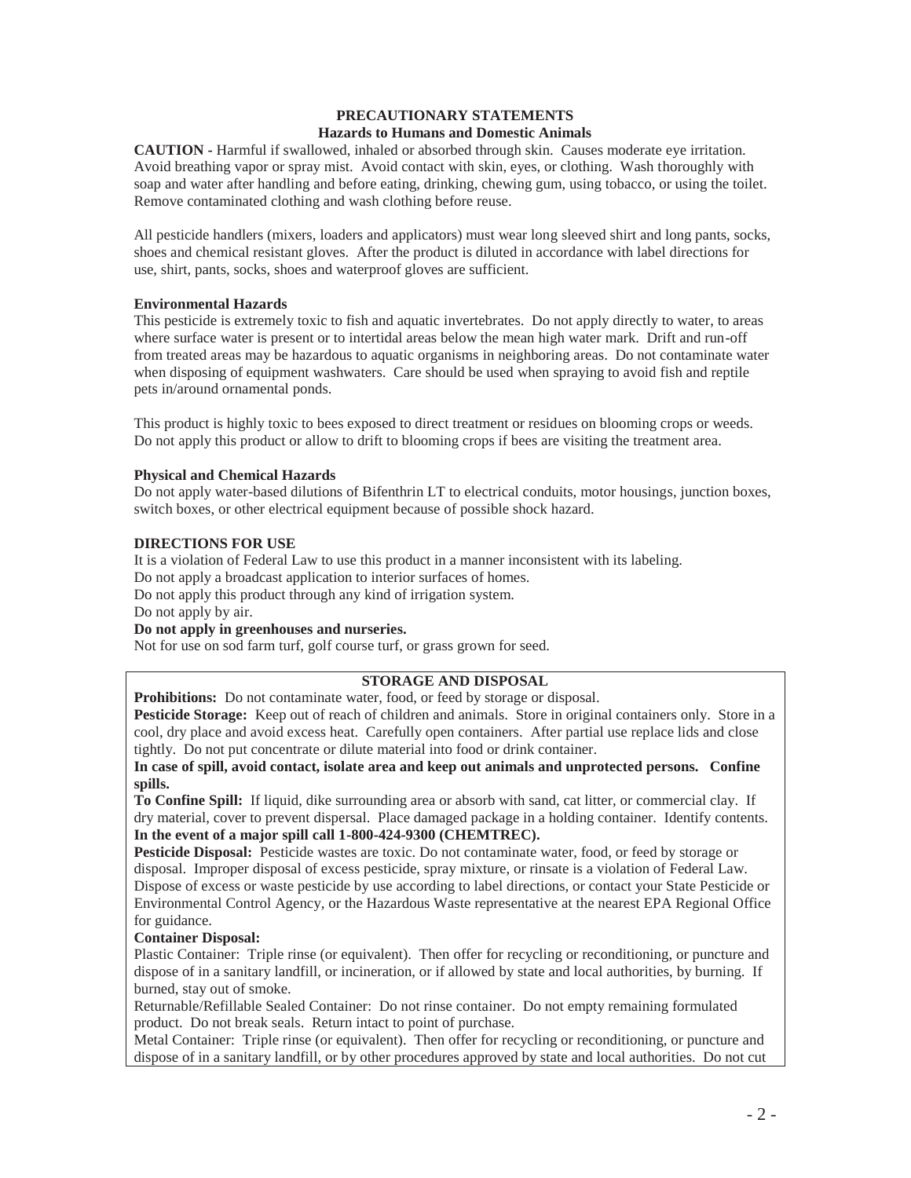## PRECAUTIONARY STATEMENTS

### Hazards to Humans and Domestic Animals

**CAUTION -** Harmful if swallowed, inhaled or absorbed through skin. Causes moderate eye irritation. Avoid breathing vapor or spray mist. Avoid contact with skin, eyes, or clothing. Wash thoroughly with soap and water after handling and before eating, drinking, chewing gum, using tobacco, or using the toilet. Remove contaminated clothing and wash clothing before reuse.

All pesticide handlers (mixers, loaders and applicators) must wear long sleeved shirt and long pants, socks, shoes and chemical resistant gloves. After the product is diluted in accordance with label directions for use, shirt, pants, socks, shoes and waterproof gloves are sufficient.

### Environmental Hazards

This pesticide is extremely toxic to fish and aquatic invertebrates. Do not apply directly to water, to areas where surface water is present or to intertidal areas below the mean high water mark. Drift and run-off from treated areas may be hazardous to aquatic organisms in neighboring areas. Do not contaminate water when disposing of equipment washwaters. Care should be used when spraying to avoid fish and reptile pets in/around ornamental ponds.

This product is highly toxic to bees exposed to direct treatment or residues on blooming crops or weeds. Do not apply this product or allow to drift to blooming crops if bees are visiting the treatment area.

### Physical and Chemical Hazards

Do not apply water-based dilutions of Bifenthrin LT to electrical conduits, motor housings, junction boxes, switch boxes, or other electrical equipment because of possible shock hazard.

### DIRECTIONS FOR USE

It is a violation of Federal Law to use this product in a manner inconsistent with its labeling.
Do not apply a broadcast application to interior surfaces of homes.
Do not apply this product through any kind of irrigation system.
Do not apply by air.
**Do not apply in greenhouses and nurseries.**
Not for use on sod farm turf, golf course turf, or grass grown for seed.

### STORAGE AND DISPOSAL

**Prohibitions:** Do not contaminate water, food, or feed by storage or disposal.

**Pesticide Storage:** Keep out of reach of children and animals. Store in original containers only. Store in a cool, dry place and avoid excess heat. Carefully open containers. After partial use replace lids and close tightly. Do not put concentrate or dilute material into food or drink container.

**In case of spill, avoid contact, isolate area and keep out animals and unprotected persons. Confine spills.**

**To Confine Spill:** If liquid, dike surrounding area or absorb with sand, cat litter, or commercial clay. If dry material, cover to prevent dispersal. Place damaged package in a holding container. Identify contents.

**In the event of a major spill call 1-800-424-9300 (CHEMTREC).**

**Pesticide Disposal:** Pesticide wastes are toxic. Do not contaminate water, food, or feed by storage or disposal. Improper disposal of excess pesticide, spray mixture, or rinsate is a violation of Federal Law. Dispose of excess or waste pesticide by use according to label directions, or contact your State Pesticide or Environmental Control Agency, or the Hazardous Waste representative at the nearest EPA Regional Office for guidance.

**Container Disposal:**

Plastic Container: Triple rinse (or equivalent). Then offer for recycling or reconditioning, or puncture and dispose of in a sanitary landfill, or incineration, or if allowed by state and local authorities, by burning. If burned, stay out of smoke.

Returnable/Refillable Sealed Container: Do not rinse container. Do not empty remaining formulated product. Do not break seals. Return intact to point of purchase.

Metal Container: Triple rinse (or equivalent). Then offer for recycling or reconditioning, or puncture and dispose of in a sanitary landfill, or by other procedures approved by state and local authorities. Do not cut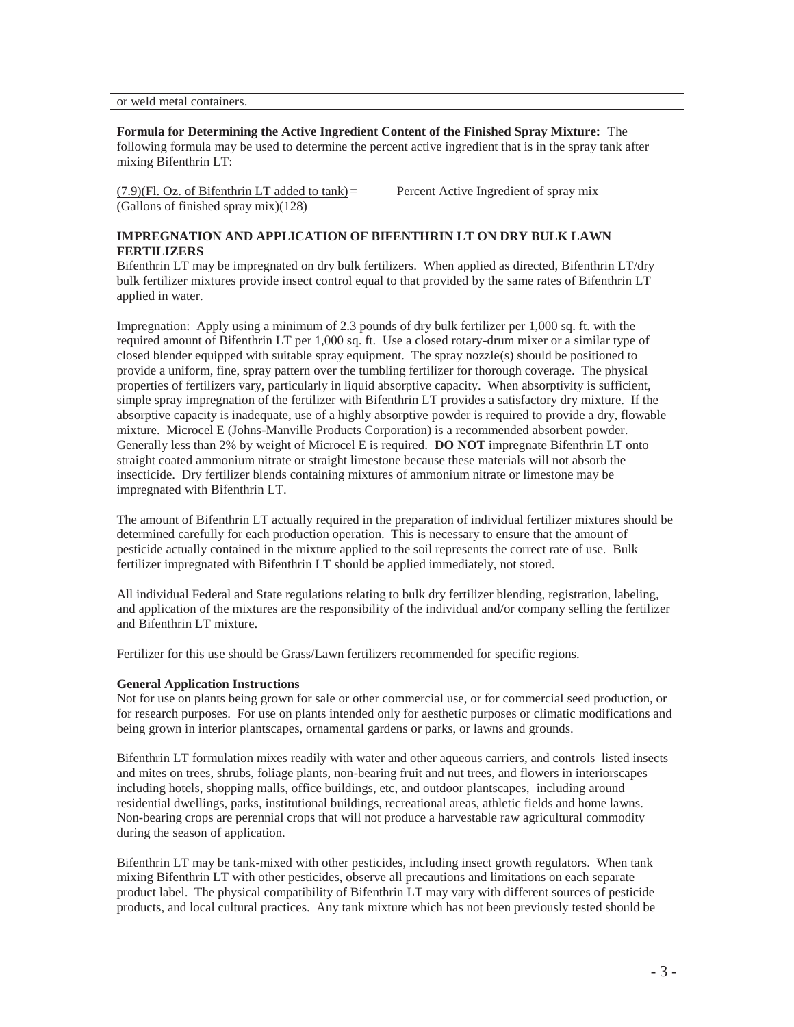or weld metal containers.

**Formula for Determining the Active Ingredient Content of the Finished Spray Mixture:** The following formula may be used to determine the percent active ingredient that is in the spray tank after mixing Bifenthrin LT:

$$\frac{(7.9)(\text{Fl. Oz. of Bifenthrin LT added to tank})}{(\text{Gallons of finished spray mix})(128)} = \text{Percent Active Ingredient of spray mix}$$

**IMPREGNATION AND APPLICATION OF BIFENTHRIN LT ON DRY BULK LAWN FERTILIZERS**

Bifenthrin LT may be impregnated on dry bulk fertilizers. When applied as directed, Bifenthrin LT/dry bulk fertilizer mixtures provide insect control equal to that provided by the same rates of Bifenthrin LT applied in water.

Impregnation: Apply using a minimum of 2.3 pounds of dry bulk fertilizer per 1,000 sq. ft. with the required amount of Bifenthrin LT per 1,000 sq. ft. Use a closed rotary-drum mixer or a similar type of closed blender equipped with suitable spray equipment. The spray nozzle(s) should be positioned to provide a uniform, fine, spray pattern over the tumbling fertilizer for thorough coverage. The physical properties of fertilizers vary, particularly in liquid absorptive capacity. When absorptivity is sufficient, simple spray impregnation of the fertilizer with Bifenthrin LT provides a satisfactory dry mixture. If the absorptive capacity is inadequate, use of a highly absorptive powder is required to provide a dry, flowable mixture. Microcel E (Johns-Manville Products Corporation) is a recommended absorbent powder. Generally less than 2% by weight of Microcel E is required. **DO NOT** impregnate Bifenthrin LT onto straight coated ammonium nitrate or straight limestone because these materials will not absorb the insecticide. Dry fertilizer blends containing mixtures of ammonium nitrate or limestone may be impregnated with Bifenthrin LT.

The amount of Bifenthrin LT actually required in the preparation of individual fertilizer mixtures should be determined carefully for each production operation. This is necessary to ensure that the amount of pesticide actually contained in the mixture applied to the soil represents the correct rate of use. Bulk fertilizer impregnated with Bifenthrin LT should be applied immediately, not stored.

All individual Federal and State regulations relating to bulk dry fertilizer blending, registration, labeling, and application of the mixtures are the responsibility of the individual and/or company selling the fertilizer and Bifenthrin LT mixture.

Fertilizer for this use should be Grass/Lawn fertilizers recommended for specific regions.

**General Application Instructions**

Not for use on plants being grown for sale or other commercial use, or for commercial seed production, or for research purposes. For use on plants intended only for aesthetic purposes or climatic modifications and being grown in interior plantscapes, ornamental gardens or parks, or lawns and grounds.

Bifenthrin LT formulation mixes readily with water and other aqueous carriers, and controls listed insects and mites on trees, shrubs, foliage plants, non-bearing fruit and nut trees, and flowers in interiorscapes including hotels, shopping malls, office buildings, etc, and outdoor plantscapes, including around residential dwellings, parks, institutional buildings, recreational areas, athletic fields and home lawns. Non-bearing crops are perennial crops that will not produce a harvestable raw agricultural commodity during the season of application.

Bifenthrin LT may be tank-mixed with other pesticides, including insect growth regulators. When tank mixing Bifenthrin LT with other pesticides, observe all precautions and limitations on each separate product label. The physical compatibility of Bifenthrin LT may vary with different sources of pesticide products, and local cultural practices. Any tank mixture which has not been previously tested should be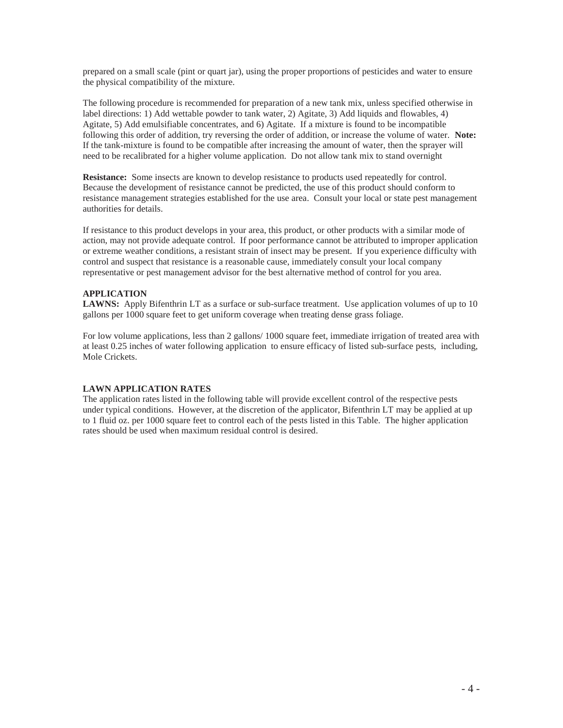prepared on a small scale (pint or quart jar), using the proper proportions of pesticides and water to ensure the physical compatibility of the mixture.

The following procedure is recommended for preparation of a new tank mix, unless specified otherwise in label directions: 1) Add wettable powder to tank water, 2) Agitate, 3) Add liquids and flowables, 4) Agitate, 5) Add emulsifiable concentrates, and 6) Agitate. If a mixture is found to be incompatible following this order of addition, try reversing the order of addition, or increase the volume of water. **Note:** If the tank-mixture is found to be compatible after increasing the amount of water, then the sprayer will need to be recalibrated for a higher volume application. Do not allow tank mix to stand overnight

**Resistance:** Some insects are known to develop resistance to products used repeatedly for control. Because the development of resistance cannot be predicted, the use of this product should conform to resistance management strategies established for the use area. Consult your local or state pest management authorities for details.

If resistance to this product develops in your area, this product, or other products with a similar mode of action, may not provide adequate control. If poor performance cannot be attributed to improper application or extreme weather conditions, a resistant strain of insect may be present. If you experience difficulty with control and suspect that resistance is a reasonable cause, immediately consult your local company representative or pest management advisor for the best alternative method of control for you area.

**APPLICATION**

**LAWNS:** Apply Bifenthrin LT as a surface or sub-surface treatment. Use application volumes of up to 10 gallons per 1000 square feet to get uniform coverage when treating dense grass foliage.

For low volume applications, less than 2 gallons/ 1000 square feet, immediate irrigation of treated area with at least 0.25 inches of water following application to ensure efficacy of listed sub-surface pests, including, Mole Crickets.

**LAWN APPLICATION RATES**

The application rates listed in the following table will provide excellent control of the respective pests under typical conditions. However, at the discretion of the applicator, Bifenthrin LT may be applied at up to 1 fluid oz. per 1000 square feet to control each of the pests listed in this Table. The higher application rates should be used when maximum residual control is desired.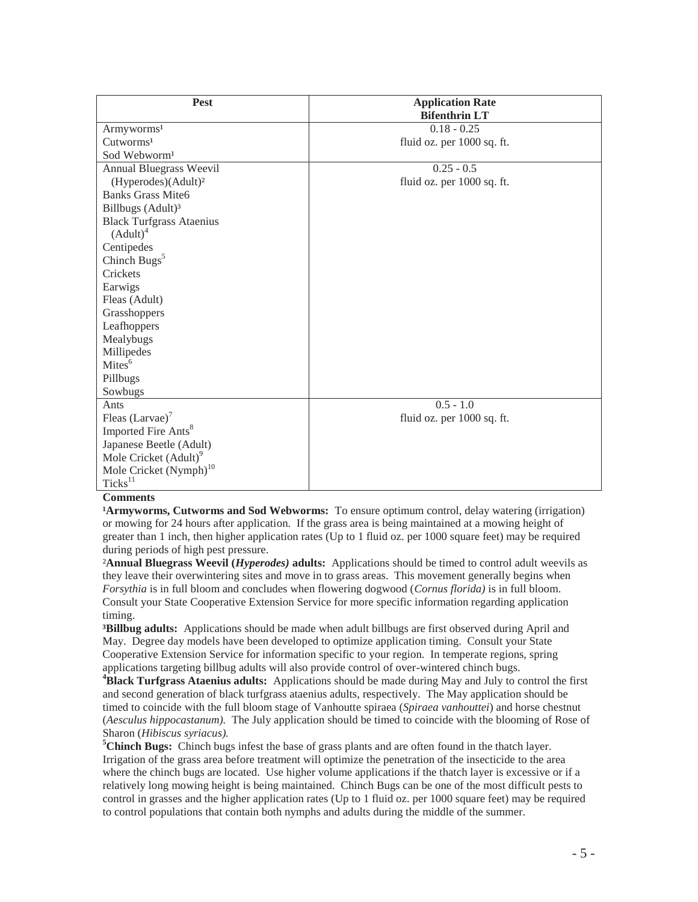| Pest | Application Rate Bifenthrin LT |
| --- | --- |
| Armyworms[1]<br>Cutworms[1]<br>Sod Webworm[1] | 0.18 - 0.25<br>fluid oz. per 1000 sq. ft. |
| Annual Bluegrass Weevil (Hyperodes)(Adult)[2]<br>Banks Grass Mite6<br>Billbugs (Adult)[3]<br>Black Turfgrass Ataenius (Adult)[4]<br>Centipedes<br>Chinch Bugs[5]<br>Crickets<br>Earwigs<br>Fleas (Adult)<br>Grasshoppers<br>Leafhoppers<br>Mealybugs<br>Millipedes<br>Mites[6]<br>Pillbugs<br>Sowbugs | 0.25 - 0.5<br>fluid oz. per 1000 sq. ft. |
| Ants<br>Fleas (Larvae)[7]<br>Imported Fire Ants[8]<br>Japanese Beetle (Adult)<br>Mole Cricket (Adult)[9]<br>Mole Cricket (Nymph)[10]<br>Ticks[11] | 0.5 - 1.0<br>fluid oz. per 1000 sq. ft. |

**Comments**

[1]**Armyworms, Cutworms and Sod Webworms:** To ensure optimum control, delay watering (irrigation) or mowing for 24 hours after application. If the grass area is being maintained at a mowing height of greater than 1 inch, then higher application rates (Up to 1 fluid oz. per 1000 square feet) may be required during periods of high pest pressure.

[2]**Annual Bluegrass Weevil (*Hyperodes*) adults:** Applications should be timed to control adult weevils as they leave their overwintering sites and move in to grass areas. This movement generally begins when *Forsythia* is in full bloom and concludes when flowering dogwood (*Cornus florida*) is in full bloom. Consult your State Cooperative Extension Service for more specific information regarding application timing.

[3]**Billbug adults:** Applications should be made when adult billbugs are first observed during April and May. Degree day models have been developed to optimize application timing. Consult your State Cooperative Extension Service for information specific to your region. In temperate regions, spring applications targeting billbug adults will also provide control of over-wintered chinch bugs.

[4]**Black Turfgrass Ataenius adults:** Applications should be made during May and July to control the first and second generation of black turfgrass ataenius adults, respectively. The May application should be timed to coincide with the full bloom stage of Vanhoutte spiraea (*Spiraea vanhouttei*) and horse chestnut (*Aesculus hippocastanum).* The July application should be timed to coincide with the blooming of Rose of Sharon (*Hibiscus syriacus).*

[5]**Chinch Bugs:** Chinch bugs infest the base of grass plants and are often found in the thatch layer. Irrigation of the grass area before treatment will optimize the penetration of the insecticide to the area where the chinch bugs are located. Use higher volume applications if the thatch layer is excessive or if a relatively long mowing height is being maintained. Chinch Bugs can be one of the most difficult pests to control in grasses and the higher application rates (Up to 1 fluid oz. per 1000 square feet) may be required to control populations that contain both nymphs and adults during the middle of the summer.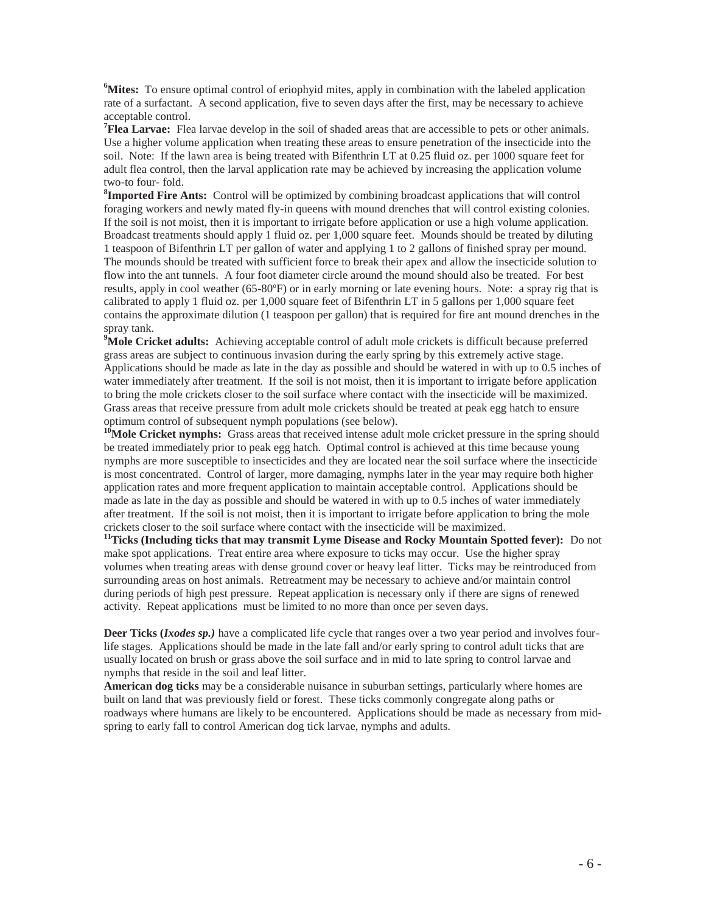[6]**Mites:** To ensure optimal control of eriophyid mites, apply in combination with the labeled application rate of a surfactant. A second application, five to seven days after the first, may be necessary to achieve acceptable control.

[7]**Flea Larvae:** Flea larvae develop in the soil of shaded areas that are accessible to pets or other animals. Use a higher volume application when treating these areas to ensure penetration of the insecticide into the soil. Note: If the lawn area is being treated with Bifenthrin LT at 0.25 fluid oz. per 1000 square feet for adult flea control, then the larval application rate may be achieved by increasing the application volume two-to four- fold.

[8]**Imported Fire Ants:** Control will be optimized by combining broadcast applications that will control foraging workers and newly mated fly-in queens with mound drenches that will control existing colonies. If the soil is not moist, then it is important to irrigate before application or use a high volume application. Broadcast treatments should apply 1 fluid oz. per 1,000 square feet. Mounds should be treated by diluting 1 teaspoon of Bifenthrin LT per gallon of water and applying 1 to 2 gallons of finished spray per mound. The mounds should be treated with sufficient force to break their apex and allow the insecticide solution to flow into the ant tunnels. A four foot diameter circle around the mound should also be treated. For best results, apply in cool weather (65-80ºF) or in early morning or late evening hours. Note: a spray rig that is calibrated to apply 1 fluid oz. per 1,000 square feet of Bifenthrin LT in 5 gallons per 1,000 square feet contains the approximate dilution (1 teaspoon per gallon) that is required for fire ant mound drenches in the spray tank.

[9]**Mole Cricket adults:** Achieving acceptable control of adult mole crickets is difficult because preferred grass areas are subject to continuous invasion during the early spring by this extremely active stage. Applications should be made as late in the day as possible and should be watered in with up to 0.5 inches of water immediately after treatment. If the soil is not moist, then it is important to irrigate before application to bring the mole crickets closer to the soil surface where contact with the insecticide will be maximized. Grass areas that receive pressure from adult mole crickets should be treated at peak egg hatch to ensure optimum control of subsequent nymph populations (see below).

[10]**Mole Cricket nymphs:** Grass areas that received intense adult mole cricket pressure in the spring should be treated immediately prior to peak egg hatch. Optimal control is achieved at this time because young nymphs are more susceptible to insecticides and they are located near the soil surface where the insecticide is most concentrated. Control of larger, more damaging, nymphs later in the year may require both higher application rates and more frequent application to maintain acceptable control. Applications should be made as late in the day as possible and should be watered in with up to 0.5 inches of water immediately after treatment. If the soil is not moist, then it is important to irrigate before application to bring the mole crickets closer to the soil surface where contact with the insecticide will be maximized.

[11]**Ticks (Including ticks that may transmit Lyme Disease and Rocky Mountain Spotted fever):** Do not make spot applications. Treat entire area where exposure to ticks may occur. Use the higher spray volumes when treating areas with dense ground cover or heavy leaf litter. Ticks may be reintroduced from surrounding areas on host animals. Retreatment may be necessary to achieve and/or maintain control during periods of high pest pressure. Repeat application is necessary only if there are signs of renewed activity. Repeat applications must be limited to no more than once per seven days.

**Deer Ticks (*Ixodes sp.)*** have a complicated life cycle that ranges over a two year period and involves four-life stages. Applications should be made in the late fall and/or early spring to control adult ticks that are usually located on brush or grass above the soil surface and in mid to late spring to control larvae and nymphs that reside in the soil and leaf litter.

**American dog ticks** may be a considerable nuisance in suburban settings, particularly where homes are built on land that was previously field or forest. These ticks commonly congregate along paths or roadways where humans are likely to be encountered. Applications should be made as necessary from mid-spring to early fall to control American dog tick larvae, nymphs and adults.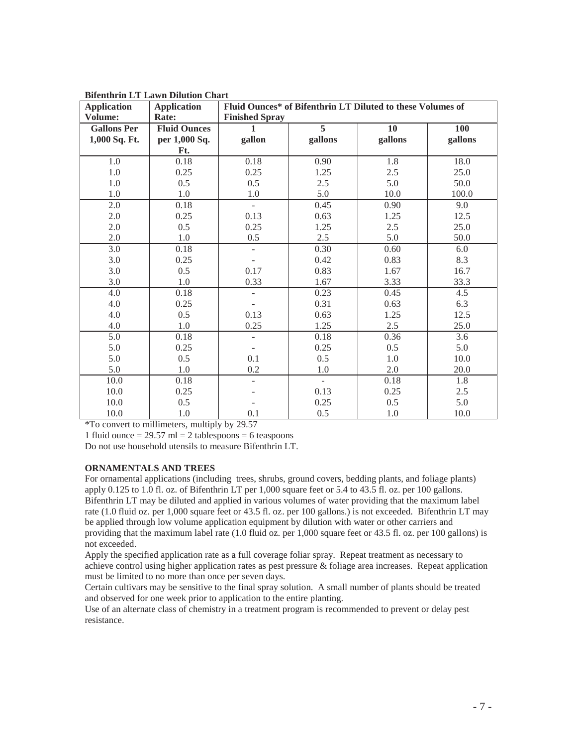**Bifenthrin LT Lawn Dilution Chart**

| Application Volume: | Application Rate: | Fluid Ounces* of Bifenthrin LT Diluted to these Volumes of Finished Spray | | | |
|---|---|---|---|---|---|
| **Gallons Per 1,000 Sq. Ft.** | **Fluid Ounces per 1,000 Sq. Ft.** | **1 gallon** | **5 gallons** | **10 gallons** | **100 gallons** |
| 1.0 | 0.18 | 0.18 | 0.90 | 1.8 | 18.0 |
| 1.0 | 0.25 | 0.25 | 1.25 | 2.5 | 25.0 |
| 1.0 | 0.5 | 0.5 | 2.5 | 5.0 | 50.0 |
| 1.0 | 1.0 | 1.0 | 5.0 | 10.0 | 100.0 |
| 2.0 | 0.18 | - | 0.45 | 0.90 | 9.0 |
| 2.0 | 0.25 | 0.13 | 0.63 | 1.25 | 12.5 |
| 2.0 | 0.5 | 0.25 | 1.25 | 2.5 | 25.0 |
| 2.0 | 1.0 | 0.5 | 2.5 | 5.0 | 50.0 |
| 3.0 | 0.18 | - | 0.30 | 0.60 | 6.0 |
| 3.0 | 0.25 | - | 0.42 | 0.83 | 8.3 |
| 3.0 | 0.5 | 0.17 | 0.83 | 1.67 | 16.7 |
| 3.0 | 1.0 | 0.33 | 1.67 | 3.33 | 33.3 |
| 4.0 | 0.18 | - | 0.23 | 0.45 | 4.5 |
| 4.0 | 0.25 | - | 0.31 | 0.63 | 6.3 |
| 4.0 | 0.5 | 0.13 | 0.63 | 1.25 | 12.5 |
| 4.0 | 1.0 | 0.25 | 1.25 | 2.5 | 25.0 |
| 5.0 | 0.18 | - | 0.18 | 0.36 | 3.6 |
| 5.0 | 0.25 | - | 0.25 | 0.5 | 5.0 |
| 5.0 | 0.5 | 0.1 | 0.5 | 1.0 | 10.0 |
| 5.0 | 1.0 | 0.2 | 1.0 | 2.0 | 20.0 |
| 10.0 | 0.18 | - | - | 0.18 | 1.8 |
| 10.0 | 0.25 | - | 0.13 | 0.25 | 2.5 |
| 10.0 | 0.5 | - | 0.25 | 0.5 | 5.0 |
| 10.0 | 1.0 | 0.1 | 0.5 | 1.0 | 10.0 |

*To convert to millimeters, multiply by 29.57

1 fluid ounce = 29.57 ml = 2 tablespoons = 6 teaspoons

Do not use household utensils to measure Bifenthrin LT.

**ORNAMENTALS AND TREES**

For ornamental applications (including trees, shrubs, ground covers, bedding plants, and foliage plants) apply 0.125 to 1.0 fl. oz. of Bifenthrin LT per 1,000 square feet or 5.4 to 43.5 fl. oz. per 100 gallons. Bifenthrin LT may be diluted and applied in various volumes of water providing that the maximum label rate (1.0 fluid oz. per 1,000 square feet or 43.5 fl. oz. per 100 gallons.) is not exceeded. Bifenthrin LT may be applied through low volume application equipment by dilution with water or other carriers and providing that the maximum label rate (1.0 fluid oz. per 1,000 square feet or 43.5 fl. oz. per 100 gallons) is not exceeded.

Apply the specified application rate as a full coverage foliar spray. Repeat treatment as necessary to achieve control using higher application rates as pest pressure & foliage area increases. Repeat application must be limited to no more than once per seven days.

Certain cultivars may be sensitive to the final spray solution. A small number of plants should be treated and observed for one week prior to application to the entire planting.

Use of an alternate class of chemistry in a treatment program is recommended to prevent or delay pest resistance.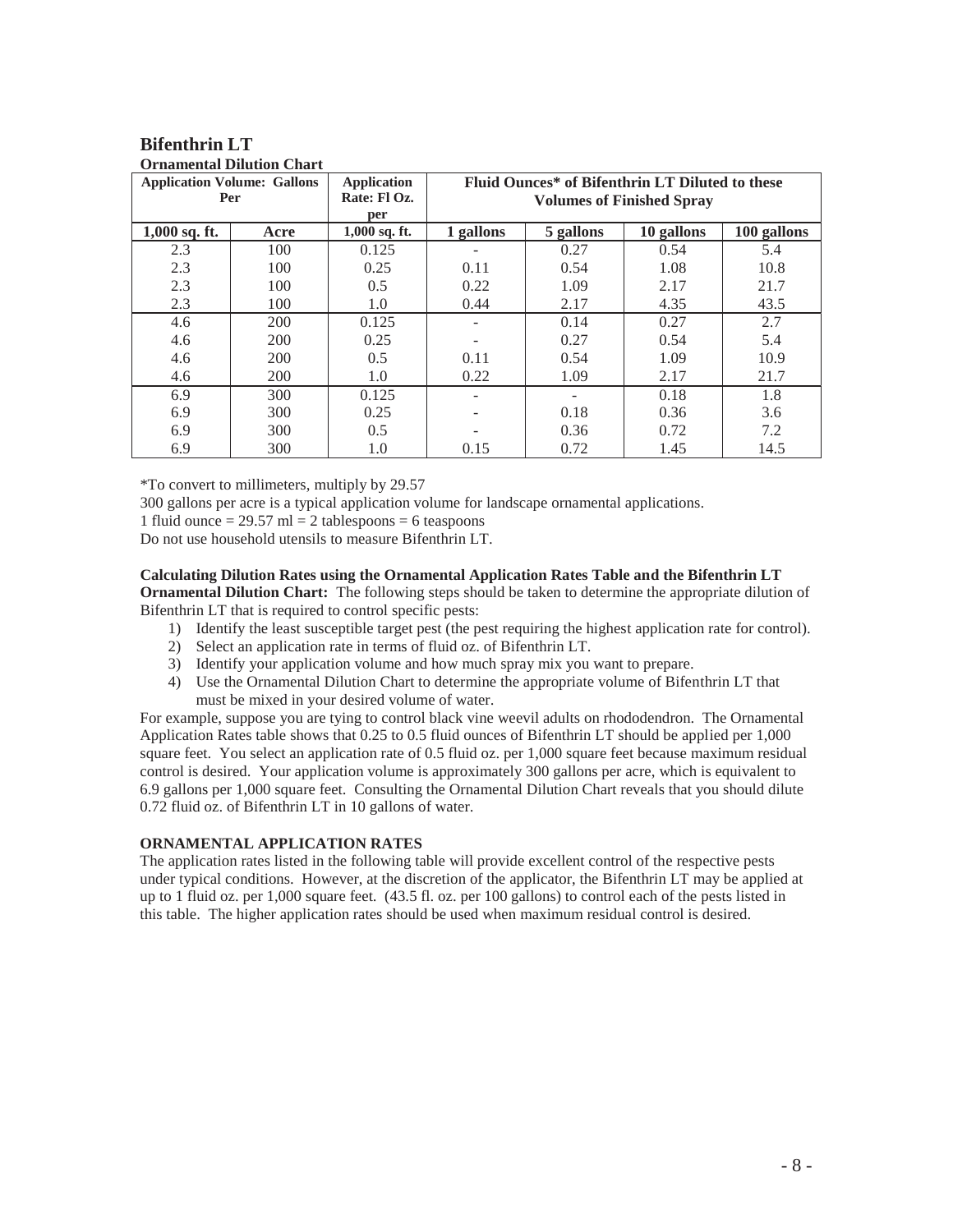## Bifenthrin LT

### Ornamental Dilution Chart

| Application Volume: Gallons Per | | Application Rate: Fl Oz. per | Fluid Ounces* of Bifenthrin LT Diluted to these Volumes of Finished Spray | | | |
|---|---|---|---|---|---|---|
| 1,000 sq. ft. | Acre | 1,000 sq. ft. | 1 gallons | 5 gallons | 10 gallons | 100 gallons |
| 2.3 | 100 | 0.125 | - | 0.27 | 0.54 | 5.4 |
| 2.3 | 100 | 0.25 | 0.11 | 0.54 | 1.08 | 10.8 |
| 2.3 | 100 | 0.5 | 0.22 | 1.09 | 2.17 | 21.7 |
| 2.3 | 100 | 1.0 | 0.44 | 2.17 | 4.35 | 43.5 |
| 4.6 | 200 | 0.125 | - | 0.14 | 0.27 | 2.7 |
| 4.6 | 200 | 0.25 | - | 0.27 | 0.54 | 5.4 |
| 4.6 | 200 | 0.5 | 0.11 | 0.54 | 1.09 | 10.9 |
| 4.6 | 200 | 1.0 | 0.22 | 1.09 | 2.17 | 21.7 |
| 6.9 | 300 | 0.125 | - | - | 0.18 | 1.8 |
| 6.9 | 300 | 0.25 | - | 0.18 | 0.36 | 3.6 |
| 6.9 | 300 | 0.5 | - | 0.36 | 0.72 | 7.2 |
| 6.9 | 300 | 1.0 | 0.15 | 0.72 | 1.45 | 14.5 |

*To convert to millimeters, multiply by 29.57

300 gallons per acre is a typical application volume for landscape ornamental applications.

1 fluid ounce = 29.57 ml = 2 tablespoons = 6 teaspoons

Do not use household utensils to measure Bifenthrin LT.

**Calculating Dilution Rates using the Ornamental Application Rates Table and the Bifenthrin LT Ornamental Dilution Chart:** The following steps should be taken to determine the appropriate dilution of Bifenthrin LT that is required to control specific pests:

1) Identify the least susceptible target pest (the pest requiring the highest application rate for control).
2) Select an application rate in terms of fluid oz. of Bifenthrin LT.
3) Identify your application volume and how much spray mix you want to prepare.
4) Use the Ornamental Dilution Chart to determine the appropriate volume of Bifenthrin LT that must be mixed in your desired volume of water.

For example, suppose you are tying to control black vine weevil adults on rhododendron. The Ornamental Application Rates table shows that 0.25 to 0.5 fluid ounces of Bifenthrin LT should be applied per 1,000 square feet. You select an application rate of 0.5 fluid oz. per 1,000 square feet because maximum residual control is desired. Your application volume is approximately 300 gallons per acre, which is equivalent to 6.9 gallons per 1,000 square feet. Consulting the Ornamental Dilution Chart reveals that you should dilute 0.72 fluid oz. of Bifenthrin LT in 10 gallons of water.

### ORNAMENTAL APPLICATION RATES

The application rates listed in the following table will provide excellent control of the respective pests under typical conditions. However, at the discretion of the applicator, the Bifenthrin LT may be applied at up to 1 fluid oz. per 1,000 square feet. (43.5 fl. oz. per 100 gallons) to control each of the pests listed in this table. The higher application rates should be used when maximum residual control is desired.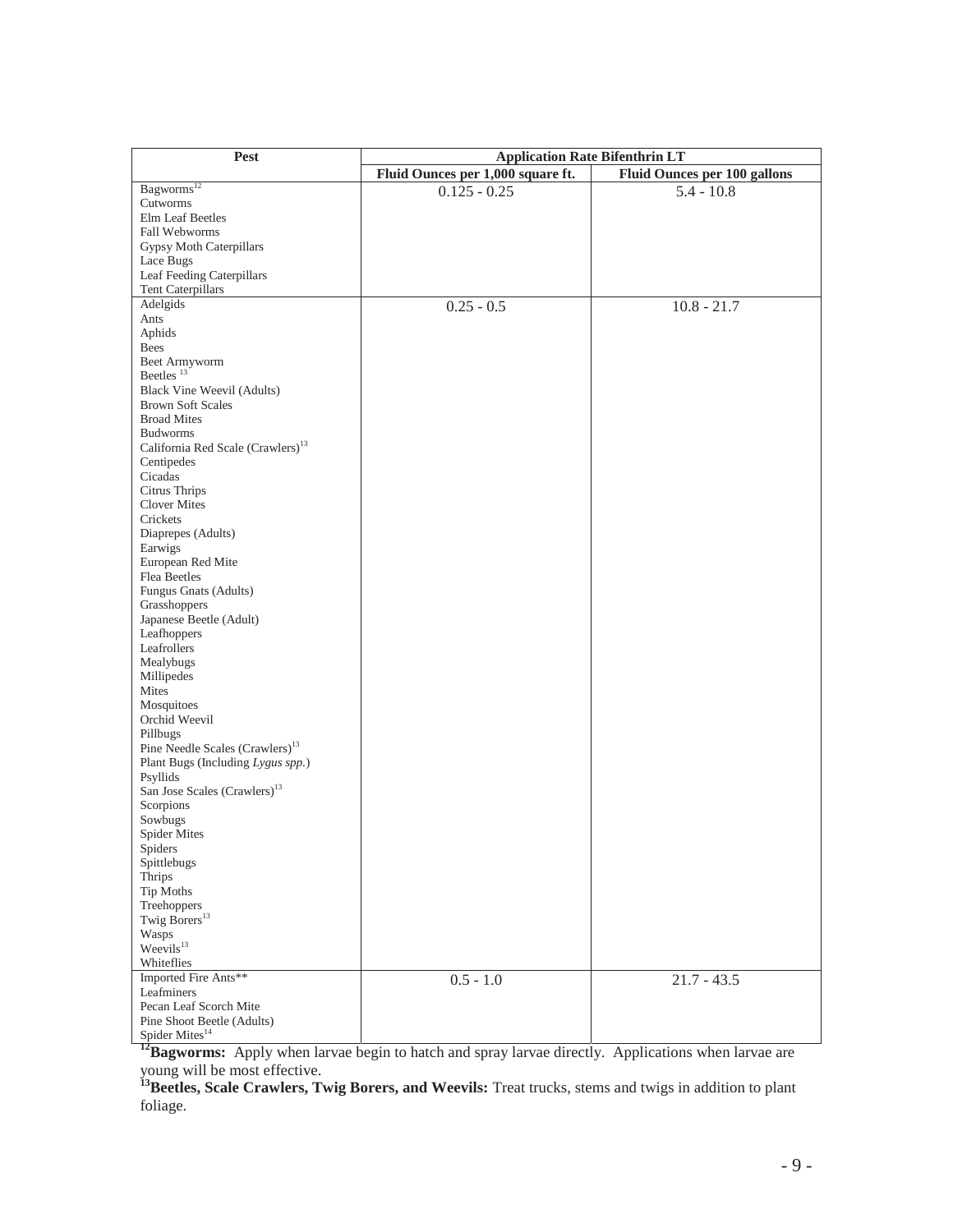| Pest | Application Rate Bifenthrin LT | |
|---|---|---|
| | Fluid Ounces per 1,000 square ft. | Fluid Ounces per 100 gallons |
| Bagworms[12]<br>Cutworms<br>Elm Leaf Beetles<br>Fall Webworms<br>Gypsy Moth Caterpillars<br>Lace Bugs<br>Leaf Feeding Caterpillars<br>Tent Caterpillars | 0.125 - 0.25 | 5.4 - 10.8 |
| Adelgids<br>Ants<br>Aphids<br>Bees<br>Beet Armyworm<br>Beetles[13]<br>Black Vine Weevil (Adults)<br>Brown Soft Scales<br>Broad Mites<br>Budworms<br>California Red Scale (Crawlers)[13]<br>Centipedes<br>Cicadas<br>Citrus Thrips<br>Clover Mites<br>Crickets<br>Diaprepes (Adults)<br>Earwigs<br>European Red Mite<br>Flea Beetles<br>Fungus Gnats (Adults)<br>Grasshoppers<br>Japanese Beetle (Adult)<br>Leafhoppers<br>Leafrollers<br>Mealybugs<br>Millipedes<br>Mites<br>Mosquitoes<br>Orchid Weevil<br>Pillbugs<br>Pine Needle Scales (Crawlers)[13]<br>Plant Bugs (Including *Lygus spp.*)<br>Psyllids<br>San Jose Scales (Crawlers)[13]<br>Scorpions<br>Sowbugs<br>Spider Mites<br>Spiders<br>Spittlebugs<br>Thrips<br>Tip Moths<br>Treehoppers<br>Twig Borers[13]<br>Wasps<br>Weevils[13]<br>Whiteflies | 0.25 - 0.5 | 10.8 - 21.7 |
| Imported Fire Ants**<br>Leafminers<br>Pecan Leaf Scorch Mite<br>Pine Shoot Beetle (Adults)<br>Spider Mites[14] | 0.5 - 1.0 | 21.7 - 43.5 |

[12]**Bagworms:** Apply when larvae begin to hatch and spray larvae directly. Applications when larvae are young will be most effective.

[13]**Beetles, Scale Crawlers, Twig Borers, and Weevils:** Treat trucks, stems and twigs in addition to plant foliage.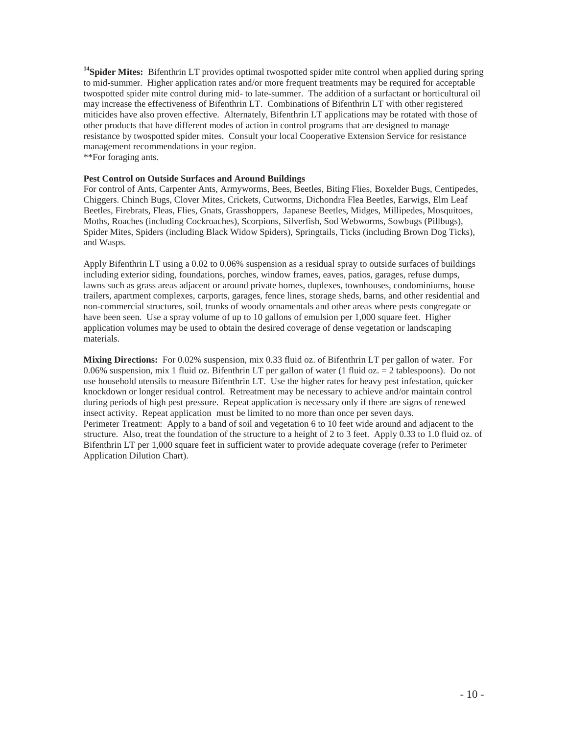[14]**Spider Mites:** Bifenthrin LT provides optimal twospotted spider mite control when applied during spring to mid-summer. Higher application rates and/or more frequent treatments may be required for acceptable twospotted spider mite control during mid- to late-summer. The addition of a surfactant or horticultural oil may increase the effectiveness of Bifenthrin LT. Combinations of Bifenthrin LT with other registered miticides have also proven effective. Alternately, Bifenthrin LT applications may be rotated with those of other products that have different modes of action in control programs that are designed to manage resistance by twospotted spider mites. Consult your local Cooperative Extension Service for resistance management recommendations in your region.
**For foraging ants.

**Pest Control on Outside Surfaces and Around Buildings**
For control of Ants, Carpenter Ants, Armyworms, Bees, Beetles, Biting Flies, Boxelder Bugs, Centipedes, Chiggers. Chinch Bugs, Clover Mites, Crickets, Cutworms, Dichondra Flea Beetles, Earwigs, Elm Leaf Beetles, Firebrats, Fleas, Flies, Gnats, Grasshoppers, Japanese Beetles, Midges, Millipedes, Mosquitoes, Moths, Roaches (including Cockroaches), Scorpions, Silverfish, Sod Webworms, Sowbugs (Pillbugs), Spider Mites, Spiders (including Black Widow Spiders), Springtails, Ticks (including Brown Dog Ticks), and Wasps.

Apply Bifenthrin LT using a 0.02 to 0.06% suspension as a residual spray to outside surfaces of buildings including exterior siding, foundations, porches, window frames, eaves, patios, garages, refuse dumps, lawns such as grass areas adjacent or around private homes, duplexes, townhouses, condominiums, house trailers, apartment complexes, carports, garages, fence lines, storage sheds, barns, and other residential and non-commercial structures, soil, trunks of woody ornamentals and other areas where pests congregate or have been seen. Use a spray volume of up to 10 gallons of emulsion per 1,000 square feet. Higher application volumes may be used to obtain the desired coverage of dense vegetation or landscaping materials.

**Mixing Directions:** For 0.02% suspension, mix 0.33 fluid oz. of Bifenthrin LT per gallon of water. For 0.06% suspension, mix 1 fluid oz. Bifenthrin LT per gallon of water (1 fluid oz. = 2 tablespoons). Do not use household utensils to measure Bifenthrin LT. Use the higher rates for heavy pest infestation, quicker knockdown or longer residual control. Retreatment may be necessary to achieve and/or maintain control during periods of high pest pressure. Repeat application is necessary only if there are signs of renewed insect activity. Repeat application must be limited to no more than once per seven days.
Perimeter Treatment: Apply to a band of soil and vegetation 6 to 10 feet wide around and adjacent to the structure. Also, treat the foundation of the structure to a height of 2 to 3 feet. Apply 0.33 to 1.0 fluid oz. of Bifenthrin LT per 1,000 square feet in sufficient water to provide adequate coverage (refer to Perimeter Application Dilution Chart).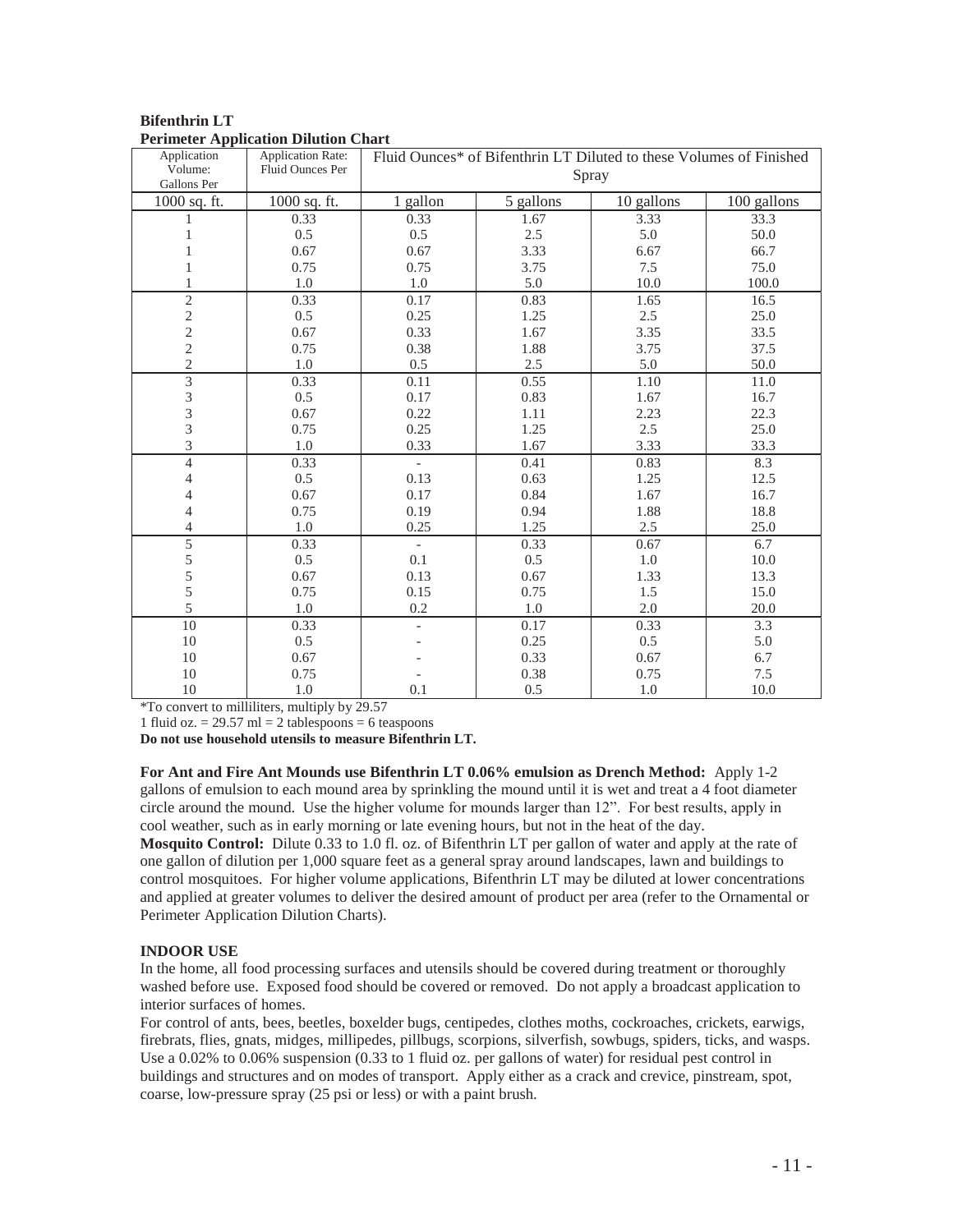**Bifenthrin LT**
**Perimeter Application Dilution Chart**

| Application Volume: Gallons Per | Application Rate: Fluid Ounces Per | Fluid Ounces* of Bifenthrin LT Diluted to these Volumes of Finished Spray | | | |
|---|---|---|---|---|---|
| 1000 sq. ft. | 1000 sq. ft. | 1 gallon | 5 gallons | 10 gallons | 100 gallons |
| 1 | 0.33 | 0.33 | 1.67 | 3.33 | 33.3 |
| 1 | 0.5 | 0.5 | 2.5 | 5.0 | 50.0 |
| 1 | 0.67 | 0.67 | 3.33 | 6.67 | 66.7 |
| 1 | 0.75 | 0.75 | 3.75 | 7.5 | 75.0 |
| 1 | 1.0 | 1.0 | 5.0 | 10.0 | 100.0 |
| 2 | 0.33 | 0.17 | 0.83 | 1.65 | 16.5 |
| 2 | 0.5 | 0.25 | 1.25 | 2.5 | 25.0 |
| 2 | 0.67 | 0.33 | 1.67 | 3.35 | 33.5 |
| 2 | 0.75 | 0.38 | 1.88 | 3.75 | 37.5 |
| 2 | 1.0 | 0.5 | 2.5 | 5.0 | 50.0 |
| 3 | 0.33 | 0.11 | 0.55 | 1.10 | 11.0 |
| 3 | 0.5 | 0.17 | 0.83 | 1.67 | 16.7 |
| 3 | 0.67 | 0.22 | 1.11 | 2.23 | 22.3 |
| 3 | 0.75 | 0.25 | 1.25 | 2.5 | 25.0 |
| 3 | 1.0 | 0.33 | 1.67 | 3.33 | 33.3 |
| 4 | 0.33 | - | 0.41 | 0.83 | 8.3 |
| 4 | 0.5 | 0.13 | 0.63 | 1.25 | 12.5 |
| 4 | 0.67 | 0.17 | 0.84 | 1.67 | 16.7 |
| 4 | 0.75 | 0.19 | 0.94 | 1.88 | 18.8 |
| 4 | 1.0 | 0.25 | 1.25 | 2.5 | 25.0 |
| 5 | 0.33 | - | 0.33 | 0.67 | 6.7 |
| 5 | 0.5 | 0.1 | 0.5 | 1.0 | 10.0 |
| 5 | 0.67 | 0.13 | 0.67 | 1.33 | 13.3 |
| 5 | 0.75 | 0.15 | 0.75 | 1.5 | 15.0 |
| 5 | 1.0 | 0.2 | 1.0 | 2.0 | 20.0 |
| 10 | 0.33 | - | 0.17 | 0.33 | 3.3 |
| 10 | 0.5 | - | 0.25 | 0.5 | 5.0 |
| 10 | 0.67 | - | 0.33 | 0.67 | 6.7 |
| 10 | 0.75 | - | 0.38 | 0.75 | 7.5 |
| 10 | 1.0 | 0.1 | 0.5 | 1.0 | 10.0 |

*To convert to milliliters, multiply by 29.57
1 fluid oz. = 29.57 ml = 2 tablespoons = 6 teaspoons
**Do not use household utensils to measure Bifenthrin LT.**

**For Ant and Fire Ant Mounds use Bifenthrin LT 0.06% emulsion as Drench Method:** Apply 1-2 gallons of emulsion to each mound area by sprinkling the mound until it is wet and treat a 4 foot diameter circle around the mound. Use the higher volume for mounds larger than 12". For best results, apply in cool weather, such as in early morning or late evening hours, but not in the heat of the day.
**Mosquito Control:** Dilute 0.33 to 1.0 fl. oz. of Bifenthrin LT per gallon of water and apply at the rate of one gallon of dilution per 1,000 square feet as a general spray around landscapes, lawn and buildings to control mosquitoes. For higher volume applications, Bifenthrin LT may be diluted at lower concentrations and applied at greater volumes to deliver the desired amount of product per area (refer to the Ornamental or Perimeter Application Dilution Charts).

**INDOOR USE**

In the home, all food processing surfaces and utensils should be covered during treatment or thoroughly washed before use. Exposed food should be covered or removed. Do not apply a broadcast application to interior surfaces of homes.

For control of ants, bees, beetles, boxelder bugs, centipedes, clothes moths, cockroaches, crickets, earwigs, firebrats, flies, gnats, midges, millipedes, pillbugs, scorpions, silverfish, sowbugs, spiders, ticks, and wasps. Use a 0.02% to 0.06% suspension (0.33 to 1 fluid oz. per gallons of water) for residual pest control in buildings and structures and on modes of transport. Apply either as a crack and crevice, pinstream, spot, coarse, low-pressure spray (25 psi or less) or with a paint brush.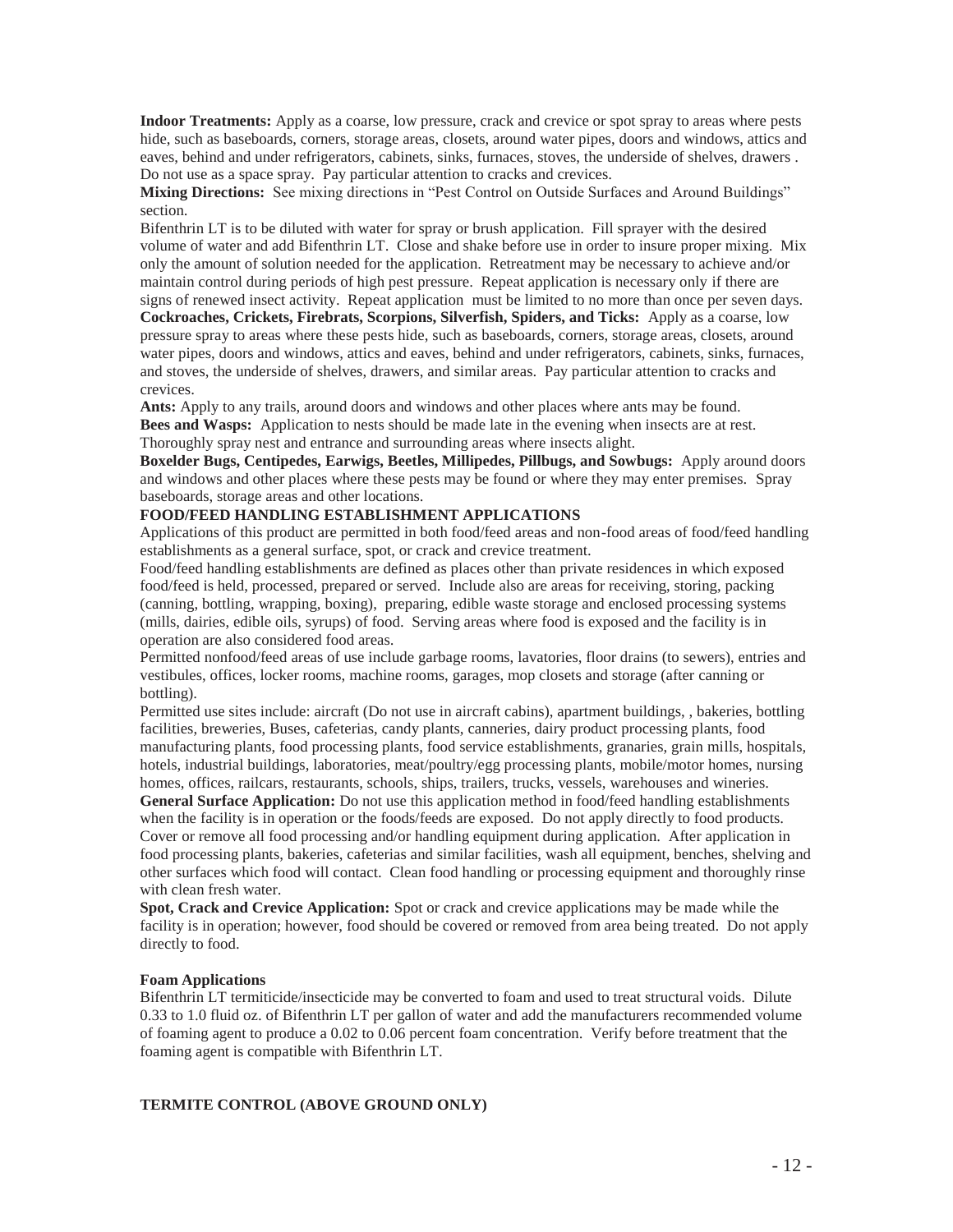**Indoor Treatments:** Apply as a coarse, low pressure, crack and crevice or spot spray to areas where pests hide, such as baseboards, corners, storage areas, closets, around water pipes, doors and windows, attics and eaves, behind and under refrigerators, cabinets, sinks, furnaces, stoves, the underside of shelves, drawers . Do not use as a space spray. Pay particular attention to cracks and crevices.

**Mixing Directions:** See mixing directions in "Pest Control on Outside Surfaces and Around Buildings" section.

Bifenthrin LT is to be diluted with water for spray or brush application. Fill sprayer with the desired volume of water and add Bifenthrin LT. Close and shake before use in order to insure proper mixing. Mix only the amount of solution needed for the application. Retreatment may be necessary to achieve and/or maintain control during periods of high pest pressure. Repeat application is necessary only if there are signs of renewed insect activity. Repeat application must be limited to no more than once per seven days.

**Cockroaches, Crickets, Firebrats, Scorpions, Silverfish, Spiders, and Ticks:** Apply as a coarse, low pressure spray to areas where these pests hide, such as baseboards, corners, storage areas, closets, around water pipes, doors and windows, attics and eaves, behind and under refrigerators, cabinets, sinks, furnaces, and stoves, the underside of shelves, drawers, and similar areas. Pay particular attention to cracks and crevices.

**Ants:** Apply to any trails, around doors and windows and other places where ants may be found.

**Bees and Wasps:** Application to nests should be made late in the evening when insects are at rest. Thoroughly spray nest and entrance and surrounding areas where insects alight.

**Boxelder Bugs, Centipedes, Earwigs, Beetles, Millipedes, Pillbugs, and Sowbugs:** Apply around doors and windows and other places where these pests may be found or where they may enter premises. Spray baseboards, storage areas and other locations.

**FOOD/FEED HANDLING ESTABLISHMENT APPLICATIONS**

Applications of this product are permitted in both food/feed areas and non-food areas of food/feed handling establishments as a general surface, spot, or crack and crevice treatment.

Food/feed handling establishments are defined as places other than private residences in which exposed food/feed is held, processed, prepared or served. Include also are areas for receiving, storing, packing (canning, bottling, wrapping, boxing), preparing, edible waste storage and enclosed processing systems (mills, dairies, edible oils, syrups) of food. Serving areas where food is exposed and the facility is in operation are also considered food areas.

Permitted nonfood/feed areas of use include garbage rooms, lavatories, floor drains (to sewers), entries and vestibules, offices, locker rooms, machine rooms, garages, mop closets and storage (after canning or bottling).

Permitted use sites include: aircraft (Do not use in aircraft cabins), apartment buildings, , bakeries, bottling facilities, breweries, Buses, cafeterias, candy plants, canneries, dairy product processing plants, food manufacturing plants, food processing plants, food service establishments, granaries, grain mills, hospitals, hotels, industrial buildings, laboratories, meat/poultry/egg processing plants, mobile/motor homes, nursing homes, offices, railcars, restaurants, schools, ships, trailers, trucks, vessels, warehouses and wineries.

**General Surface Application:** Do not use this application method in food/feed handling establishments when the facility is in operation or the foods/feeds are exposed. Do not apply directly to food products. Cover or remove all food processing and/or handling equipment during application. After application in food processing plants, bakeries, cafeterias and similar facilities, wash all equipment, benches, shelving and other surfaces which food will contact. Clean food handling or processing equipment and thoroughly rinse with clean fresh water.

**Spot, Crack and Crevice Application:** Spot or crack and crevice applications may be made while the facility is in operation; however, food should be covered or removed from area being treated. Do not apply directly to food.

**Foam Applications**

Bifenthrin LT termiticide/insecticide may be converted to foam and used to treat structural voids. Dilute 0.33 to 1.0 fluid oz. of Bifenthrin LT per gallon of water and add the manufacturers recommended volume of foaming agent to produce a 0.02 to 0.06 percent foam concentration. Verify before treatment that the foaming agent is compatible with Bifenthrin LT.

**TERMITE CONTROL (ABOVE GROUND ONLY)**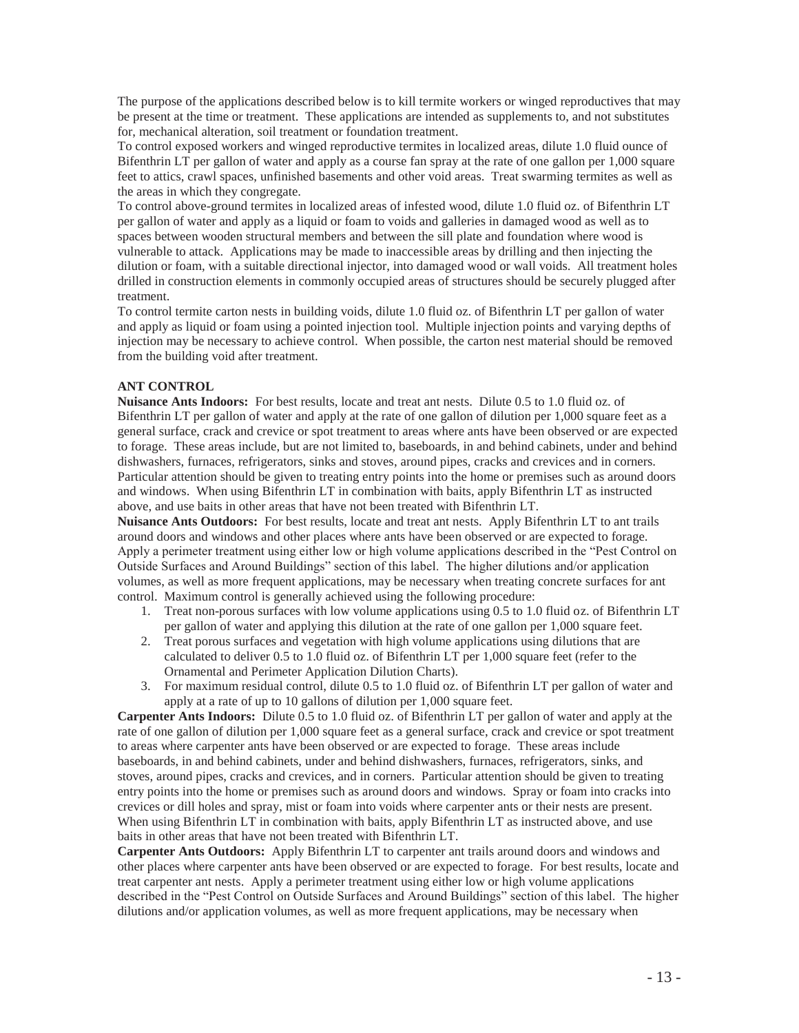The purpose of the applications described below is to kill termite workers or winged reproductives that may be present at the time or treatment. These applications are intended as supplements to, and not substitutes for, mechanical alteration, soil treatment or foundation treatment.

To control exposed workers and winged reproductive termites in localized areas, dilute 1.0 fluid ounce of Bifenthrin LT per gallon of water and apply as a course fan spray at the rate of one gallon per 1,000 square feet to attics, crawl spaces, unfinished basements and other void areas. Treat swarming termites as well as the areas in which they congregate.

To control above-ground termites in localized areas of infested wood, dilute 1.0 fluid oz. of Bifenthrin LT per gallon of water and apply as a liquid or foam to voids and galleries in damaged wood as well as to spaces between wooden structural members and between the sill plate and foundation where wood is vulnerable to attack. Applications may be made to inaccessible areas by drilling and then injecting the dilution or foam, with a suitable directional injector, into damaged wood or wall voids. All treatment holes drilled in construction elements in commonly occupied areas of structures should be securely plugged after treatment.

To control termite carton nests in building voids, dilute 1.0 fluid oz. of Bifenthrin LT per gallon of water and apply as liquid or foam using a pointed injection tool. Multiple injection points and varying depths of injection may be necessary to achieve control. When possible, the carton nest material should be removed from the building void after treatment.

## ANT CONTROL

**Nuisance Ants Indoors:** For best results, locate and treat ant nests. Dilute 0.5 to 1.0 fluid oz. of Bifenthrin LT per gallon of water and apply at the rate of one gallon of dilution per 1,000 square feet as a general surface, crack and crevice or spot treatment to areas where ants have been observed or are expected to forage. These areas include, but are not limited to, baseboards, in and behind cabinets, under and behind dishwashers, furnaces, refrigerators, sinks and stoves, around pipes, cracks and crevices and in corners. Particular attention should be given to treating entry points into the home or premises such as around doors and windows. When using Bifenthrin LT in combination with baits, apply Bifenthrin LT as instructed above, and use baits in other areas that have not been treated with Bifenthrin LT.

**Nuisance Ants Outdoors:** For best results, locate and treat ant nests. Apply Bifenthrin LT to ant trails around doors and windows and other places where ants have been observed or are expected to forage. Apply a perimeter treatment using either low or high volume applications described in the "Pest Control on Outside Surfaces and Around Buildings" section of this label. The higher dilutions and/or application volumes, as well as more frequent applications, may be necessary when treating concrete surfaces for ant control. Maximum control is generally achieved using the following procedure:

1. Treat non-porous surfaces with low volume applications using 0.5 to 1.0 fluid oz. of Bifenthrin LT per gallon of water and applying this dilution at the rate of one gallon per 1,000 square feet.
2. Treat porous surfaces and vegetation with high volume applications using dilutions that are calculated to deliver 0.5 to 1.0 fluid oz. of Bifenthrin LT per 1,000 square feet (refer to the Ornamental and Perimeter Application Dilution Charts).
3. For maximum residual control, dilute 0.5 to 1.0 fluid oz. of Bifenthrin LT per gallon of water and apply at a rate of up to 10 gallons of dilution per 1,000 square feet.

**Carpenter Ants Indoors:** Dilute 0.5 to 1.0 fluid oz. of Bifenthrin LT per gallon of water and apply at the rate of one gallon of dilution per 1,000 square feet as a general surface, crack and crevice or spot treatment to areas where carpenter ants have been observed or are expected to forage. These areas include baseboards, in and behind cabinets, under and behind dishwashers, furnaces, refrigerators, sinks, and stoves, around pipes, cracks and crevices, and in corners. Particular attention should be given to treating entry points into the home or premises such as around doors and windows. Spray or foam into cracks into crevices or dill holes and spray, mist or foam into voids where carpenter ants or their nests are present. When using Bifenthrin LT in combination with baits, apply Bifenthrin LT as instructed above, and use baits in other areas that have not been treated with Bifenthrin LT.

**Carpenter Ants Outdoors:** Apply Bifenthrin LT to carpenter ant trails around doors and windows and other places where carpenter ants have been observed or are expected to forage. For best results, locate and treat carpenter ant nests. Apply a perimeter treatment using either low or high volume applications described in the "Pest Control on Outside Surfaces and Around Buildings" section of this label. The higher dilutions and/or application volumes, as well as more frequent applications, may be necessary when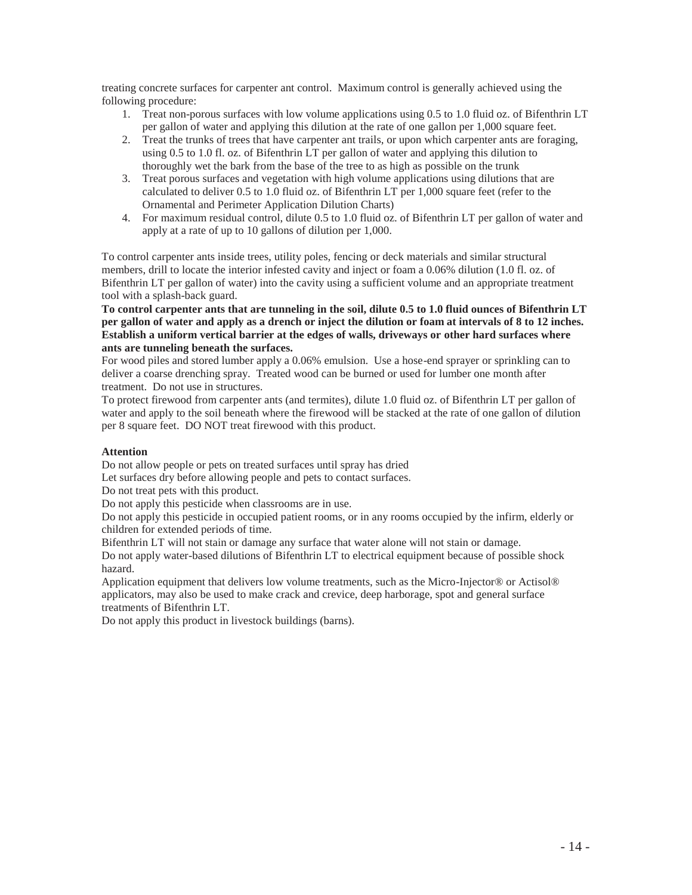treating concrete surfaces for carpenter ant control. Maximum control is generally achieved using the following procedure:

1. Treat non-porous surfaces with low volume applications using 0.5 to 1.0 fluid oz. of Bifenthrin LT per gallon of water and applying this dilution at the rate of one gallon per 1,000 square feet.
2. Treat the trunks of trees that have carpenter ant trails, or upon which carpenter ants are foraging, using 0.5 to 1.0 fl. oz. of Bifenthrin LT per gallon of water and applying this dilution to thoroughly wet the bark from the base of the tree to as high as possible on the trunk
3. Treat porous surfaces and vegetation with high volume applications using dilutions that are calculated to deliver 0.5 to 1.0 fluid oz. of Bifenthrin LT per 1,000 square feet (refer to the Ornamental and Perimeter Application Dilution Charts)
4. For maximum residual control, dilute 0.5 to 1.0 fluid oz. of Bifenthrin LT per gallon of water and apply at a rate of up to 10 gallons of dilution per 1,000.

To control carpenter ants inside trees, utility poles, fencing or deck materials and similar structural members, drill to locate the interior infested cavity and inject or foam a 0.06% dilution (1.0 fl. oz. of Bifenthrin LT per gallon of water) into the cavity using a sufficient volume and an appropriate treatment tool with a splash-back guard.

**To control carpenter ants that are tunneling in the soil, dilute 0.5 to 1.0 fluid ounces of Bifenthrin LT per gallon of water and apply as a drench or inject the dilution or foam at intervals of 8 to 12 inches. Establish a uniform vertical barrier at the edges of walls, driveways or other hard surfaces where ants are tunneling beneath the surfaces.**

For wood piles and stored lumber apply a 0.06% emulsion. Use a hose-end sprayer or sprinkling can to deliver a coarse drenching spray. Treated wood can be burned or used for lumber one month after treatment. Do not use in structures.

To protect firewood from carpenter ants (and termites), dilute 1.0 fluid oz. of Bifenthrin LT per gallon of water and apply to the soil beneath where the firewood will be stacked at the rate of one gallon of dilution per 8 square feet. DO NOT treat firewood with this product.

**Attention**

Do not allow people or pets on treated surfaces until spray has dried

Let surfaces dry before allowing people and pets to contact surfaces.

Do not treat pets with this product.

Do not apply this pesticide when classrooms are in use.

Do not apply this pesticide in occupied patient rooms, or in any rooms occupied by the infirm, elderly or children for extended periods of time.

Bifenthrin LT will not stain or damage any surface that water alone will not stain or damage.

Do not apply water-based dilutions of Bifenthrin LT to electrical equipment because of possible shock hazard.

Application equipment that delivers low volume treatments, such as the Micro-Injector® or Actisol® applicators, may also be used to make crack and crevice, deep harborage, spot and general surface treatments of Bifenthrin LT.

Do not apply this product in livestock buildings (barns).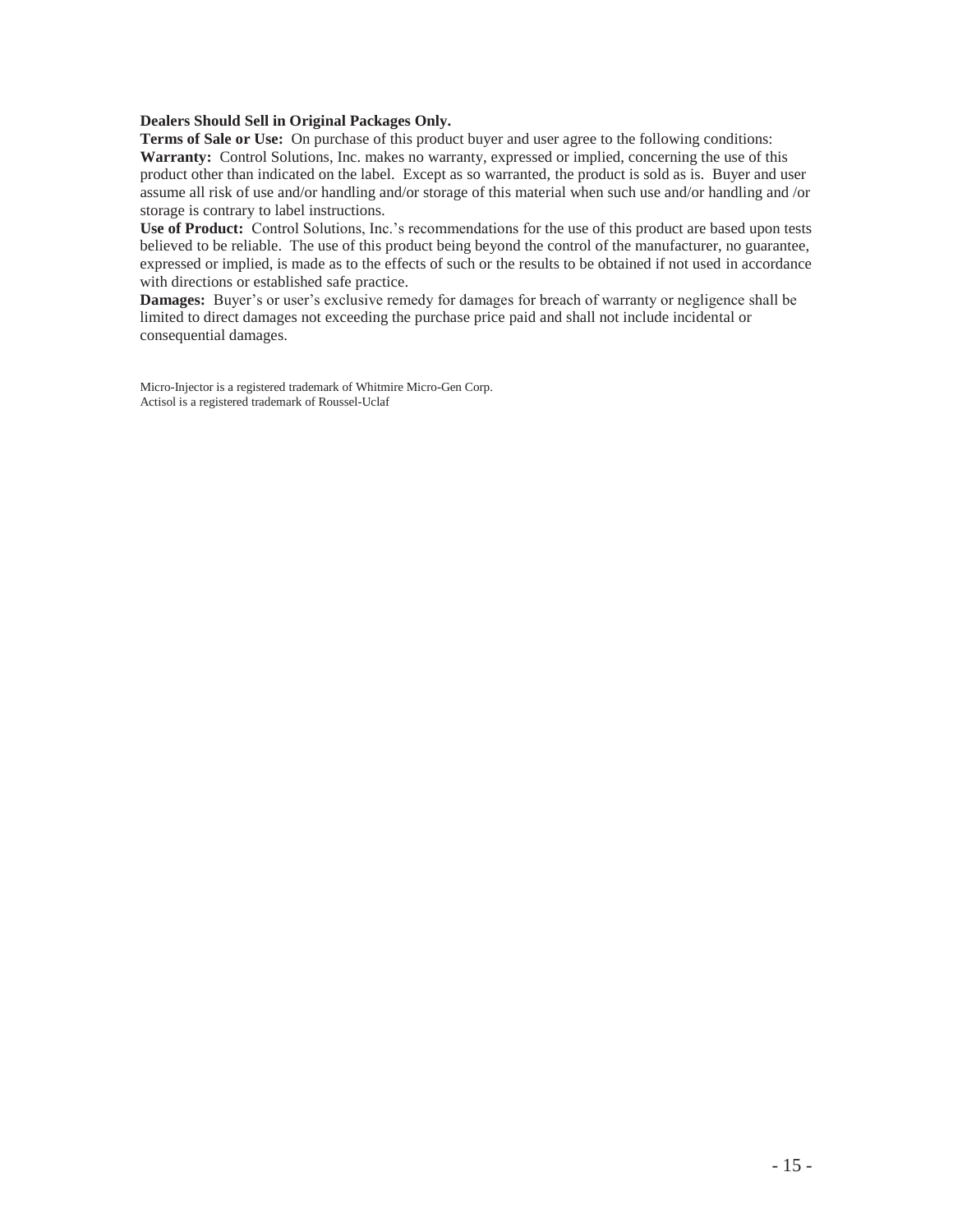**Dealers Should Sell in Original Packages Only.**

**Terms of Sale or Use:** On purchase of this product buyer and user agree to the following conditions:

**Warranty:** Control Solutions, Inc. makes no warranty, expressed or implied, concerning the use of this product other than indicated on the label. Except as so warranted, the product is sold as is. Buyer and user assume all risk of use and/or handling and/or storage of this material when such use and/or handling and /or storage is contrary to label instructions.

**Use of Product:** Control Solutions, Inc.'s recommendations for the use of this product are based upon tests believed to be reliable. The use of this product being beyond the control of the manufacturer, no guarantee, expressed or implied, is made as to the effects of such or the results to be obtained if not used in accordance with directions or established safe practice.

**Damages:** Buyer's or user's exclusive remedy for damages for breach of warranty or negligence shall be limited to direct damages not exceeding the purchase price paid and shall not include incidental or consequential damages.

Micro-Injector is a registered trademark of Whitmire Micro-Gen Corp.
Actisol is a registered trademark of Roussel-Uclaf